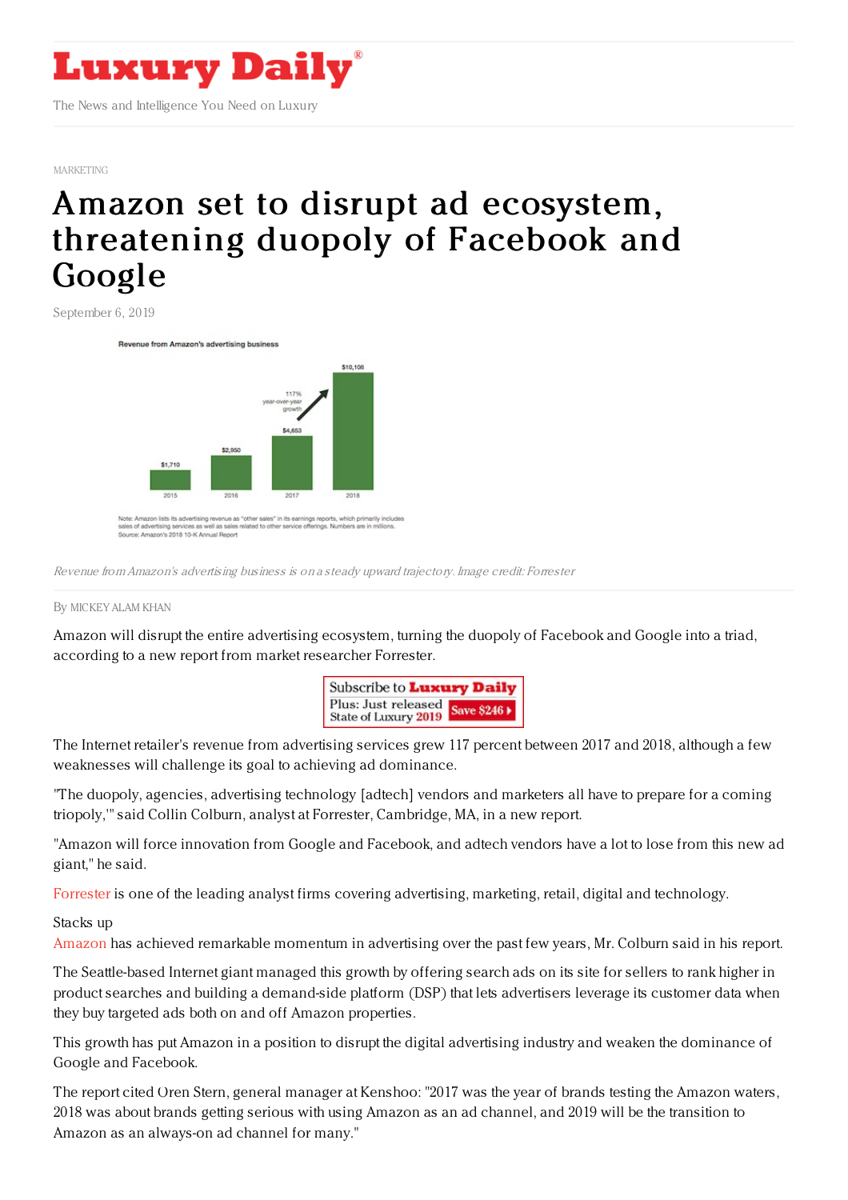MARKETING

# Amazon set to disrupt ad ecosystem, threatening duopoly of Facebook and Google

September 6, 2019

*Revenue from Amazon's advertising business is on a steady upward trajectory. Image credit: Forrester*

By MICKEY ALAM KHAN

Amazon will disrupt the entire advertising ecosystem, turning the duopoly of Facebook and Google into a triad, according to a new report from market researcher Forrester.

The Internet retailer's revenue from advertising services grew 117 percent between 2017 and 2018, although a few weaknesses will challenge its goal to achieving ad dominance.

"The duopoly, agencies, advertising technology [adtech] vendors and marketers all have to prepare for a coming triopoly,'" said Collin Colburn, analyst at Forrester, Cambridge, MA, in a new report.

"Amazon will force innovation from Google and Facebook, and adtech vendors have a lot to lose from this new ad giant," he said.

Forrester is one of the leading analyst firms covering advertising, marketing, retail, digital and technology.

Stacks up

Amazon has achieved remarkable momentum in advertising over the past few years, Mr. Colburn said in his report.

The Seattle-based Internet giant managed this growth by offering search ads on its site for sellers to rank higher in product searches and building a demand-side platform (DSP) that lets advertisers leverage its customer data when they buy targeted ads both on and off Amazon properties.

This growth has put Amazon in a position to disrupt the digital advertising industry and weaken the dominance of Google and Facebook.

The report cited Oren Stern, general manager at Kenshoo: "2017 was the year of brands testing the Amazon waters, 2018 was about brands getting serious with using Amazon as an ad channel, and 2019 will be the transition to Amazon as an always-on ad channel for many."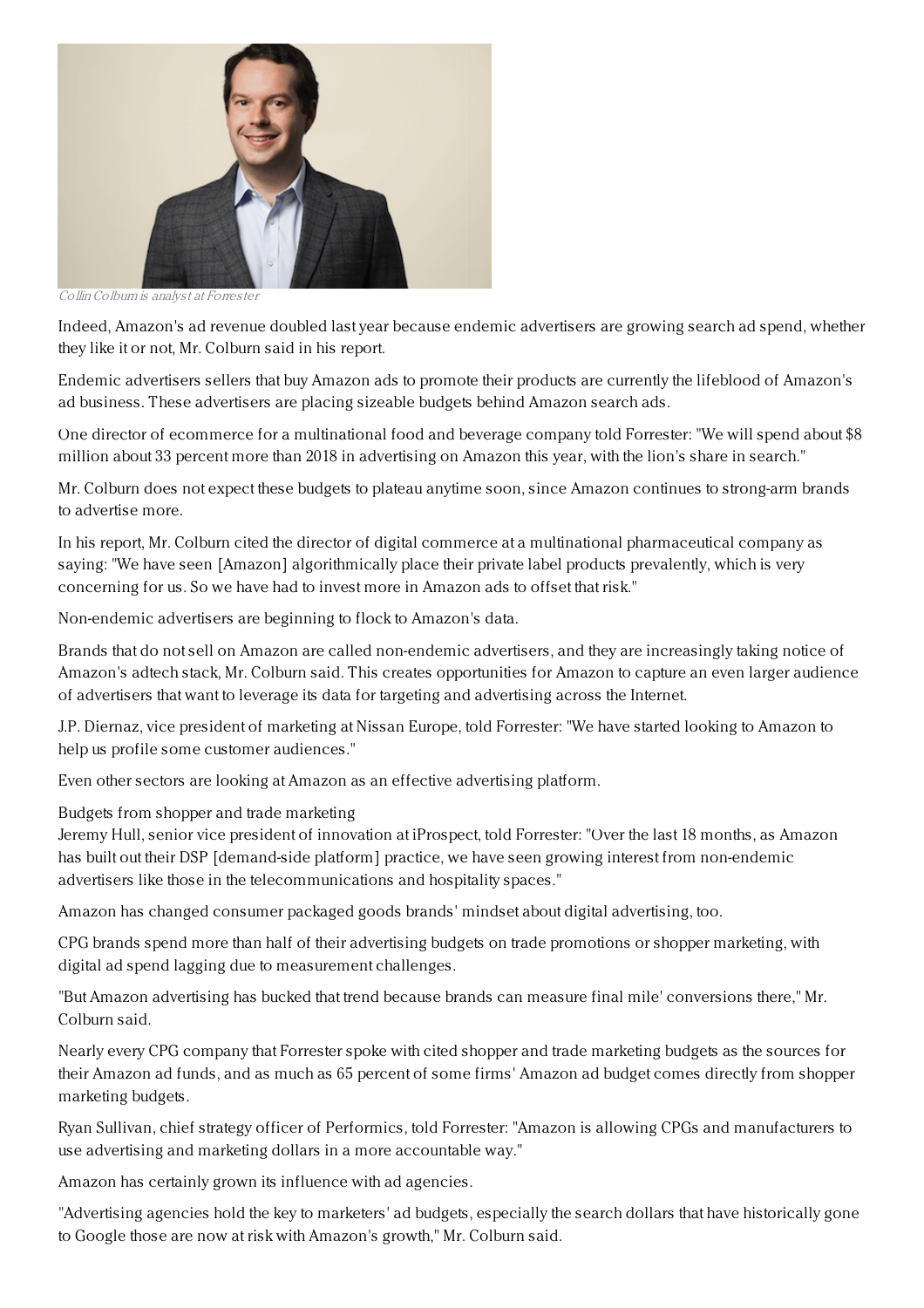Collin Colburn is analyst at Forrester

Indeed, Amazon's ad revenue doubled last year because endemic advertisers are growing search ad spend, whether they like it or not, Mr. Colburn said in his report.

Endemic advertisers sellers that buy Amazon ads to promote their products are currently the lifeblood of Amazon's ad business. These advertisers are placing sizeable budgets behind Amazon search ads.

One director of ecommerce for a multinational food and beverage company told Forrester: "We will spend about $8 million about 33 percent more than 2018 in advertising on Amazon this year, with the lion's share in search."

Mr. Colburn does not expect these budgets to plateau anytime soon, since Amazon continues to strong-arm brands to advertise more.

In his report, Mr. Colburn cited the director of digital commerce at a multinational pharmaceutical company as saying: "We have seen [Amazon] algorithmically place their private label products prevalently, which is very concerning for us. So we have had to invest more in Amazon ads to offset that risk."

Non-endemic advertisers are beginning to flock to Amazon's data.

Brands that do not sell on Amazon are called non-endemic advertisers, and they are increasingly taking notice of Amazon's adtech stack, Mr. Colburn said. This creates opportunities for Amazon to capture an even larger audience of advertisers that want to leverage its data for targeting and advertising across the Internet.

J.P. Diernaz, vice president of marketing at Nissan Europe, told Forrester: "We have started looking to Amazon to help us profile some customer audiences."

Even other sectors are looking at Amazon as an effective advertising platform.

Budgets from shopper and trade marketing

Jeremy Hull, senior vice president of innovation at iProspect, told Forrester: "Over the last 18 months, as Amazon has built out their DSP [demand-side platform] practice, we have seen growing interest from non-endemic advertisers like those in the telecommunications and hospitality spaces."

Amazon has changed consumer packaged goods brands' mindset about digital advertising, too.

CPG brands spend more than half of their advertising budgets on trade promotions or shopper marketing, with digital ad spend lagging due to measurement challenges.

"But Amazon advertising has bucked that trend because brands can measure final mile' conversions there," Mr. Colburn said.

Nearly every CPG company that Forrester spoke with cited shopper and trade marketing budgets as the sources for their Amazon ad funds, and as much as 65 percent of some firms' Amazon ad budget comes directly from shopper marketing budgets.

Ryan Sullivan, chief strategy officer of Performics, told Forrester: "Amazon is allowing CPGs and manufacturers to use advertising and marketing dollars in a more accountable way."

Amazon has certainly grown its influence with ad agencies.

"Advertising agencies hold the key to marketers' ad budgets, especially the search dollars that have historically gone to Google those are now at risk with Amazon's growth," Mr. Colburn said.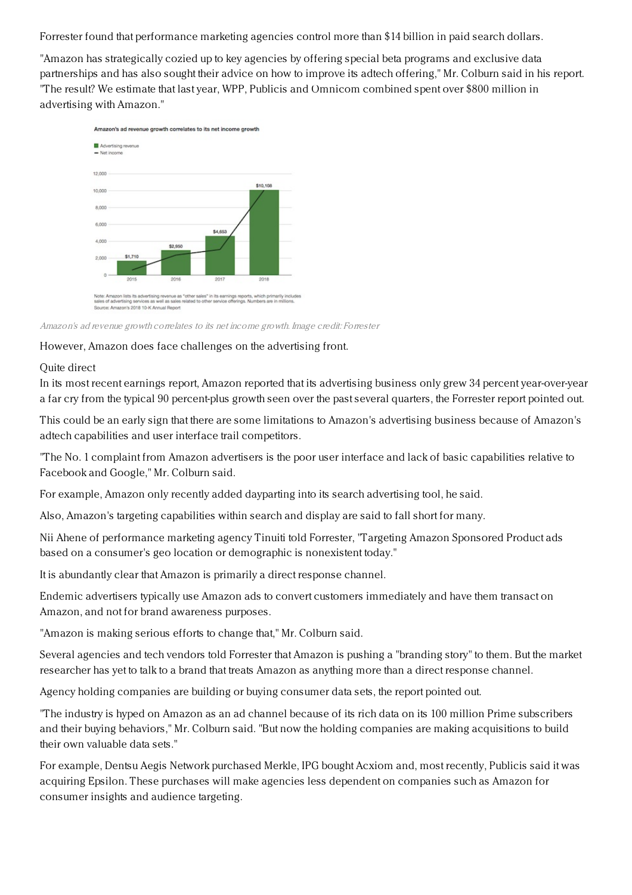Forrester found that performance marketing agencies control more than $14 billion in paid search dollars.

"Amazon has strategically cozied up to key agencies by offering special beta programs and exclusive data partnerships and has also sought their advice on how to improve its adtech offering," Mr. Colburn said in his report. "The result? We estimate that last year, WPP, Publicis and Omnicom combined spent over $800 million in advertising with Amazon."

*Amazon's ad revenue growth correlates to its net income growth. Image credit: Forrester*

However, Amazon does face challenges on the advertising front.

## Quite direct

In its most recent earnings report, Amazon reported that its advertising business only grew 34 percent year-over-year a far cry from the typical 90 percent-plus growth seen over the past several quarters, the Forrester report pointed out.

This could be an early sign that there are some limitations to Amazon's advertising business because of Amazon's adtech capabilities and user interface trail competitors.

"The No. 1 complaint from Amazon advertisers is the poor user interface and lack of basic capabilities relative to Facebook and Google," Mr. Colburn said.

For example, Amazon only recently added dayparting into its search advertising tool, he said.

Also, Amazon's targeting capabilities within search and display are said to fall short for many.

Nii Ahene of performance marketing agency Tinuiti told Forrester, "Targeting Amazon Sponsored Product ads based on a consumer's geo location or demographic is nonexistent today."

It is abundantly clear that Amazon is primarily a direct response channel.

Endemic advertisers typically use Amazon ads to convert customers immediately and have them transact on Amazon, and not for brand awareness purposes.

"Amazon is making serious efforts to change that," Mr. Colburn said.

Several agencies and tech vendors told Forrester that Amazon is pushing a "branding story" to them. But the market researcher has yet to talk to a brand that treats Amazon as anything more than a direct response channel.

Agency holding companies are building or buying consumer data sets, the report pointed out.

"The industry is hyped on Amazon as an ad channel because of its rich data on its 100 million Prime subscribers and their buying behaviors," Mr. Colburn said. "But now the holding companies are making acquisitions to build their own valuable data sets."

For example, Dentsu Aegis Network purchased Merkle, IPG bought Acxiom and, most recently, Publicis said it was acquiring Epsilon. These purchases will make agencies less dependent on companies such as Amazon for consumer insights and audience targeting.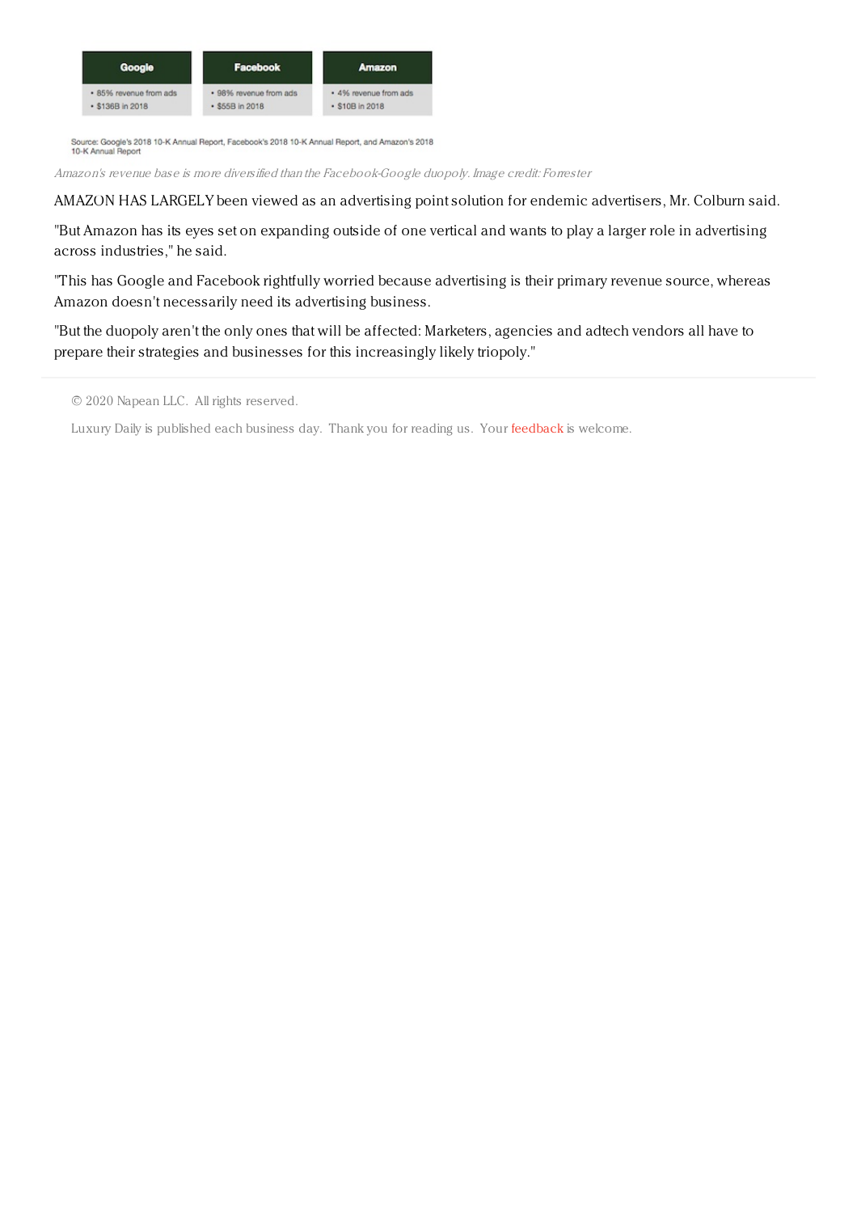Google

- 85% revenue from ads
- $136B in 2018

Facebook

- 98% revenue from ads
- $55B in 2018

Amazon

- 4% revenue from ads
- $10B in 2018

Source: Google's 2018 10-K Annual Report, Facebook's 2018 10-K Annual Report, and Amazon's 2018 10-K Annual Report

*Amazon's revenue base is more diversified than the Facebook-Google duopoly. Image credit: Forrester*

AMAZON HAS LARGELY been viewed as an advertising point solution for endemic advertisers, Mr. Colburn said.

"But Amazon has its eyes set on expanding outside of one vertical and wants to play a larger role in advertising across industries," he said.

"This has Google and Facebook rightfully worried because advertising is their primary revenue source, whereas Amazon doesn't necessarily need its advertising business.

"But the duopoly aren't the only ones that will be affected: Marketers, agencies and adtech vendors all have to prepare their strategies and businesses for this increasingly likely triopoly."

© 2020 Napean LLC. All rights reserved.

Luxury Daily is published each business day. Thank you for reading us. Your feedback is welcome.